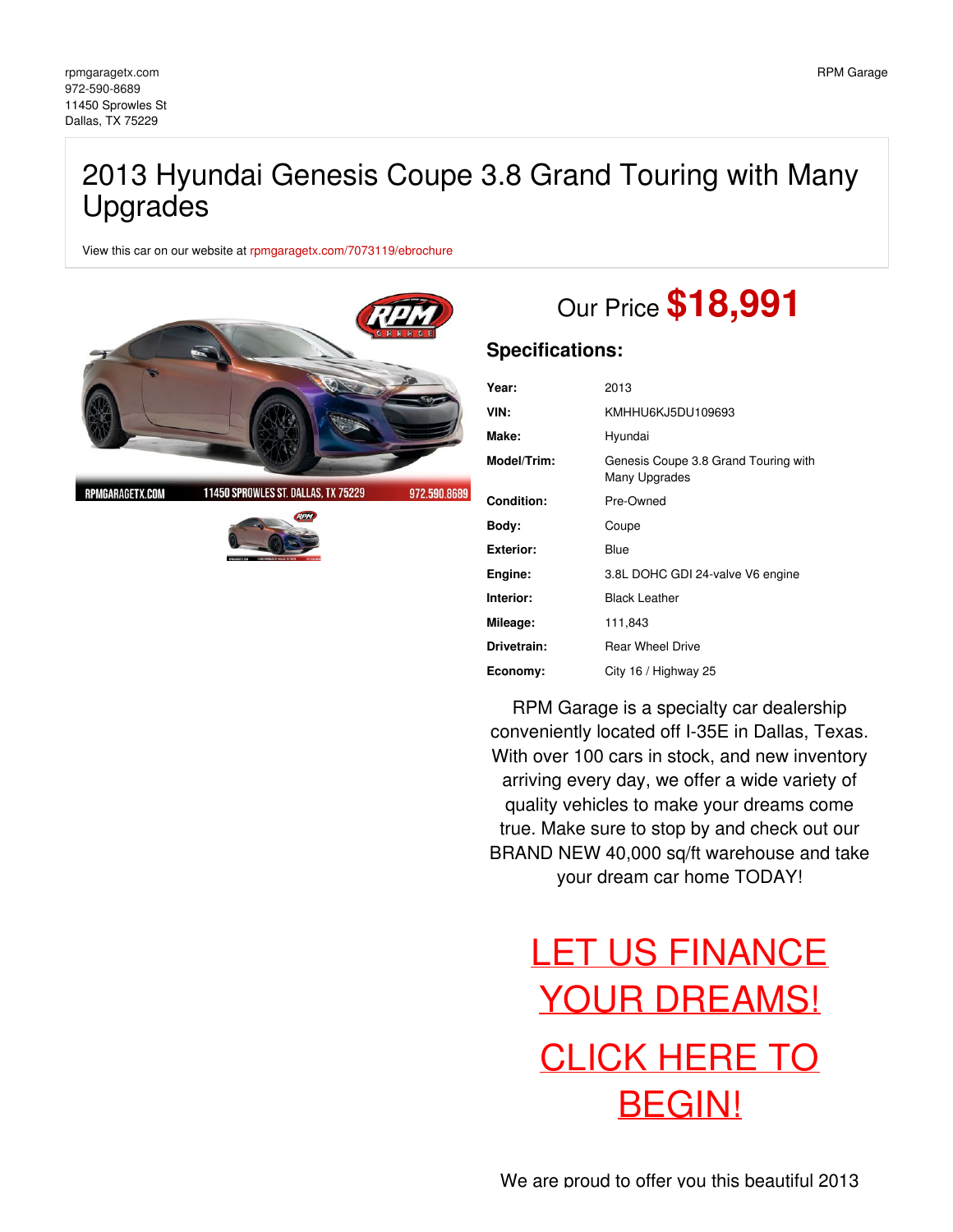rpmgaragetx.com
972-590-8689
11450 Sprowles St
Dallas, TX 75229

RPM Garage

# 2013 Hyundai Genesis Coupe 3.8 Grand Touring with Many Upgrades

View this car on our website at rpmgaragetx.com/7073119/ebrochure

Our Price **$18,991**

## Specifications:

| | |
|---|---|
| **Year:** | 2013 |
| **VIN:** | KMHHU6KJ5DU109693 |
| **Make:** | Hyundai |
| **Model/Trim:** | Genesis Coupe 3.8 Grand Touring with Many Upgrades |
| **Condition:** | Pre-Owned |
| **Body:** | Coupe |
| **Exterior:** | Blue |
| **Engine:** | 3.8L DOHC GDI 24-valve V6 engine |
| **Interior:** | Black Leather |
| **Mileage:** | 111,843 |
| **Drivetrain:** | Rear Wheel Drive |
| **Economy:** | City 16 / Highway 25 |

RPM Garage is a specialty car dealership conveniently located off I-35E in Dallas, Texas. With over 100 cars in stock, and new inventory arriving every day, we offer a wide variety of quality vehicles to make your dreams come true. Make sure to stop by and check out our BRAND NEW 40,000 sq/ft warehouse and take your dream car home TODAY!

LET US FINANCE YOUR DREAMS!

CLICK HERE TO BEGIN!

We are proud to offer you this beautiful 2013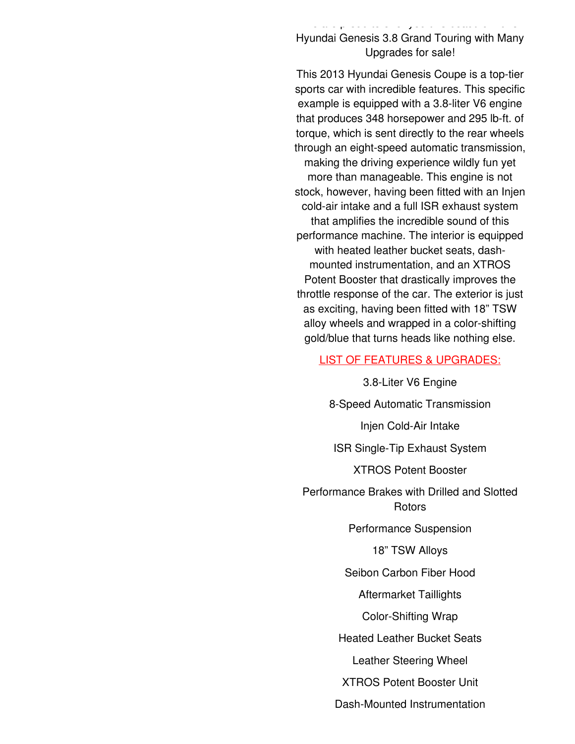Hyundai Genesis 3.8 Grand Touring with Many Upgrades for sale!

This 2013 Hyundai Genesis Coupe is a top-tier sports car with incredible features. This specific example is equipped with a 3.8-liter V6 engine that produces 348 horsepower and 295 lb-ft. of torque, which is sent directly to the rear wheels through an eight-speed automatic transmission, making the driving experience wildly fun yet more than manageable. This engine is not stock, however, having been fitted with an Injen cold-air intake and a full ISR exhaust system that amplifies the incredible sound of this performance machine. The interior is equipped with heated leather bucket seats, dash-mounted instrumentation, and an XTROS Potent Booster that drastically improves the throttle response of the car. The exterior is just as exciting, having been fitted with 18" TSW alloy wheels and wrapped in a color-shifting gold/blue that turns heads like nothing else.

LIST OF FEATURES & UPGRADES:

3.8-Liter V6 Engine

8-Speed Automatic Transmission

Injen Cold-Air Intake

ISR Single-Tip Exhaust System

XTROS Potent Booster

Performance Brakes with Drilled and Slotted Rotors

Performance Suspension

18" TSW Alloys

Seibon Carbon Fiber Hood

Aftermarket Taillights

Color-Shifting Wrap

Heated Leather Bucket Seats

Leather Steering Wheel

XTROS Potent Booster Unit

Dash-Mounted Instrumentation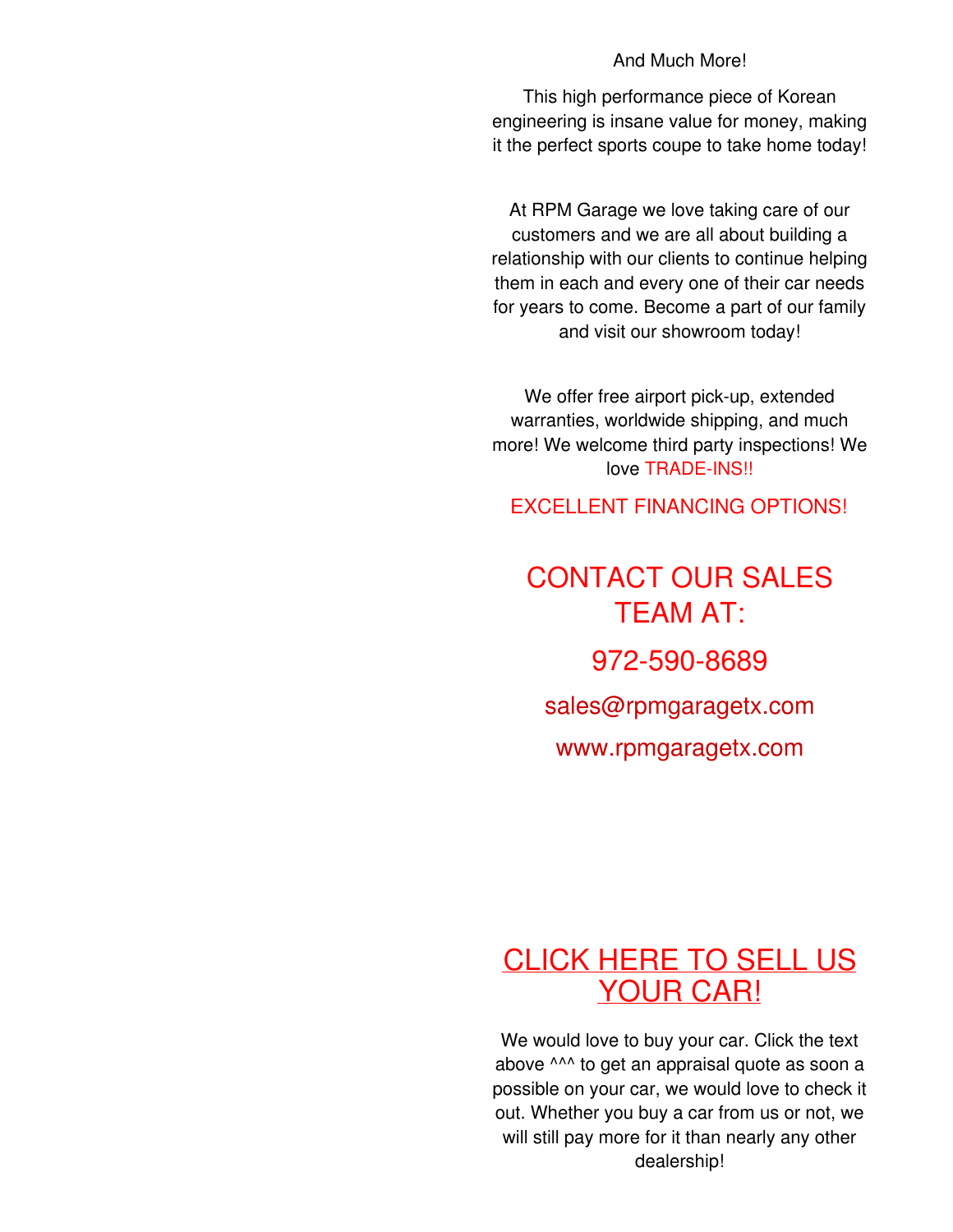And Much More!

This high performance piece of Korean engineering is insane value for money, making it the perfect sports coupe to take home today!

At RPM Garage we love taking care of our customers and we are all about building a relationship with our clients to continue helping them in each and every one of their car needs for years to come. Become a part of our family and visit our showroom today!

We offer free airport pick-up, extended warranties, worldwide shipping, and much more! We welcome third party inspections! We love TRADE-INS!!

EXCELLENT FINANCING OPTIONS!

## CONTACT OUR SALES TEAM AT:

## 972-590-8689

sales@rpmgaragetx.com

www.rpmgaragetx.com

## CLICK HERE TO SELL US YOUR CAR!

We would love to buy your car. Click the text above ^^^ to get an appraisal quote as soon a possible on your car, we would love to check it out. Whether you buy a car from us or not, we will still pay more for it than nearly any other dealership!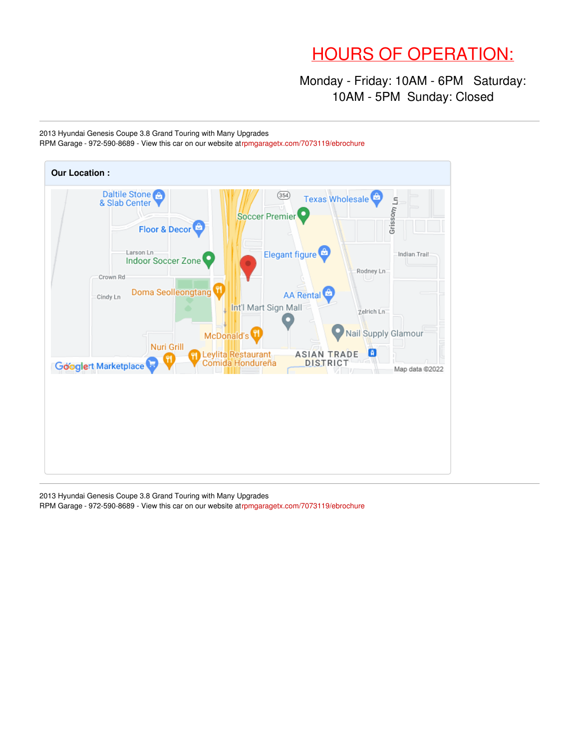## HOURS OF OPERATION:

Monday - Friday: 10AM - 6PM   Saturday: 10AM - 5PM  Sunday: Closed

---

2013 Hyundai Genesis Coupe 3.8 Grand Touring with Many Upgrades
RPM Garage - 972-590-8689 - View this car on our website at rpmgaragetx.com/7073119/ebrochure

**Our Location :**

---

2013 Hyundai Genesis Coupe 3.8 Grand Touring with Many Upgrades
RPM Garage - 972-590-8689 - View this car on our website at rpmgaragetx.com/7073119/ebrochure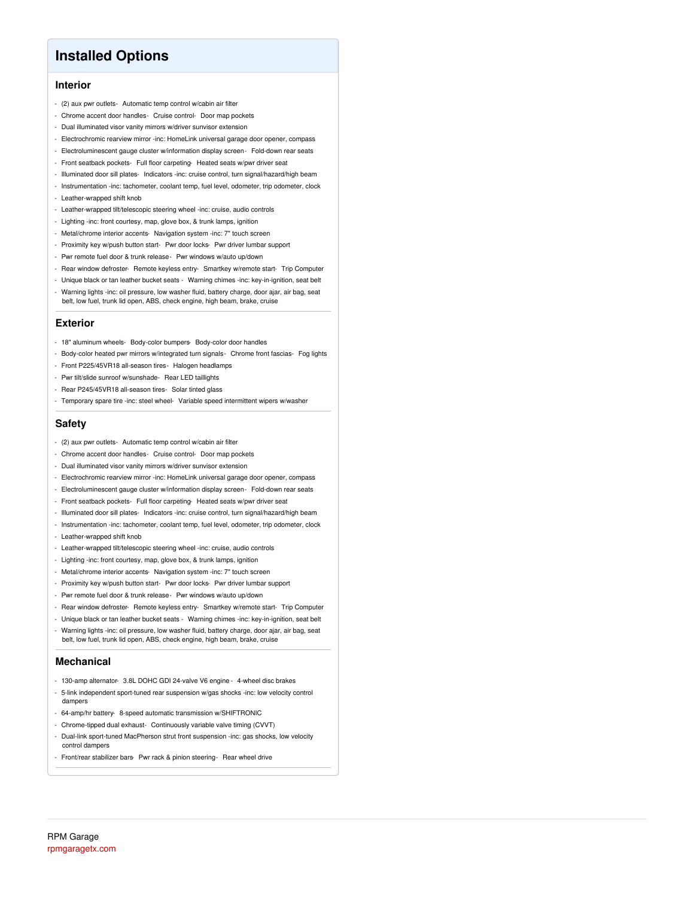# Installed Options

## Interior

- (2) aux pwr outlets- Automatic temp control w/cabin air filter
- Chrome accent door handles- Cruise control- Door map pockets
- Dual illuminated visor vanity mirrors w/driver sunvisor extension
- Electrochromic rearview mirror -inc: HomeLink universal garage door opener, compass
- Electroluminescent gauge cluster w/information display screen- Fold-down rear seats
- Front seatback pockets- Full floor carpeting- Heated seats w/pwr driver seat
- Illuminated door sill plates- Indicators -inc: cruise control, turn signal/hazard/high beam
- Instrumentation -inc: tachometer, coolant temp, fuel level, odometer, trip odometer, clock
- Leather-wrapped shift knob
- Leather-wrapped tilt/telescopic steering wheel -inc: cruise, audio controls
- Lighting -inc: front courtesy, map, glove box, & trunk lamps, ignition
- Metal/chrome interior accents- Navigation system -inc: 7" touch screen
- Proximity key w/push button start- Pwr door locks- Pwr driver lumbar support
- Pwr remote fuel door & trunk release- Pwr windows w/auto up/down
- Rear window defroster- Remote keyless entry- Smartkey w/remote start- Trip Computer
- Unique black or tan leather bucket seats - Warning chimes -inc: key-in-ignition, seat belt
- Warning lights -inc: oil pressure, low washer fluid, battery charge, door ajar, air bag, seat belt, low fuel, trunk lid open, ABS, check engine, high beam, brake, cruise

## Exterior

- 18" aluminum wheels- Body-color bumpers- Body-color door handles
- Body-color heated pwr mirrors w/integrated turn signals- Chrome front fascias- Fog lights
- Front P225/45VR18 all-season tires- Halogen headlamps
- Pwr tilt/slide sunroof w/sunshade- Rear LED taillights
- Rear P245/45VR18 all-season tires- Solar tinted glass
- Temporary spare tire -inc: steel wheel- Variable speed intermittent wipers w/washer

## Safety

- (2) aux pwr outlets- Automatic temp control w/cabin air filter
- Chrome accent door handles- Cruise control- Door map pockets
- Dual illuminated visor vanity mirrors w/driver sunvisor extension
- Electrochromic rearview mirror -inc: HomeLink universal garage door opener, compass
- Electroluminescent gauge cluster w/information display screen- Fold-down rear seats
- Front seatback pockets- Full floor carpeting- Heated seats w/pwr driver seat
- Illuminated door sill plates- Indicators -inc: cruise control, turn signal/hazard/high beam
- Instrumentation -inc: tachometer, coolant temp, fuel level, odometer, trip odometer, clock
- Leather-wrapped shift knob
- Leather-wrapped tilt/telescopic steering wheel -inc: cruise, audio controls
- Lighting -inc: front courtesy, map, glove box, & trunk lamps, ignition
- Metal/chrome interior accents- Navigation system -inc: 7" touch screen
- Proximity key w/push button start- Pwr door locks- Pwr driver lumbar support
- Pwr remote fuel door & trunk release- Pwr windows w/auto up/down
- Rear window defroster- Remote keyless entry- Smartkey w/remote start- Trip Computer
- Unique black or tan leather bucket seats - Warning chimes -inc: key-in-ignition, seat belt
- Warning lights -inc: oil pressure, low washer fluid, battery charge, door ajar, air bag, seat belt, low fuel, trunk lid open, ABS, check engine, high beam, brake, cruise

## Mechanical

- 130-amp alternator- 3.8L DOHC GDI 24-valve V6 engine - 4-wheel disc brakes
- 5-link independent sport-tuned rear suspension w/gas shocks -inc: low velocity control dampers
- 64-amp/hr battery- 8-speed automatic transmission w/SHIFTRONIC
- Chrome-tipped dual exhaust- Continuously variable valve timing (CVVT)
- Dual-link sport-tuned MacPherson strut front suspension -inc: gas shocks, low velocity control dampers
- Front/rear stabilizer bars- Pwr rack & pinion steering- Rear wheel drive

RPM Garage
rpmgaragetx.com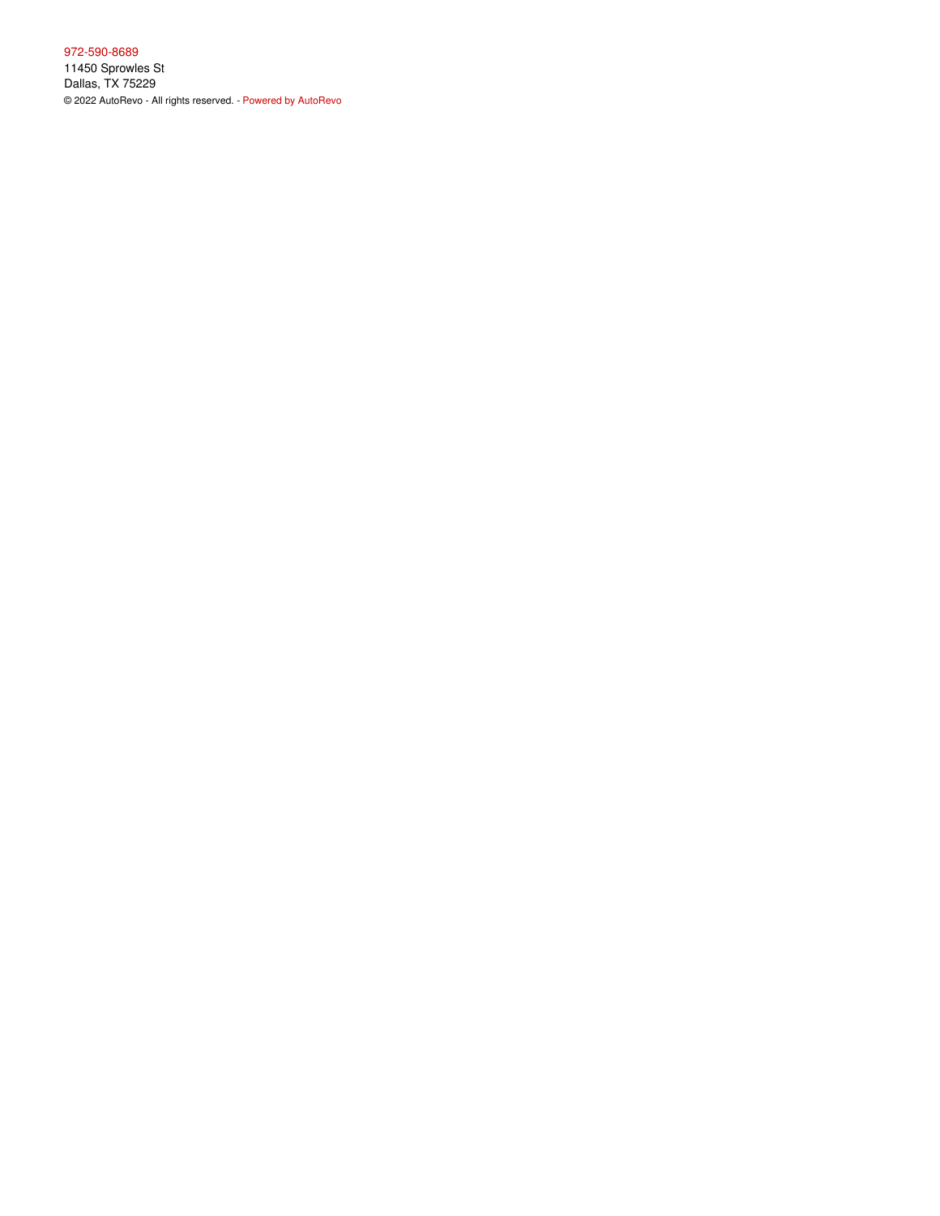972-590-8689
11450 Sprowles St
Dallas, TX 75229
© 2022 AutoRevo - All rights reserved. - Powered by AutoRevo